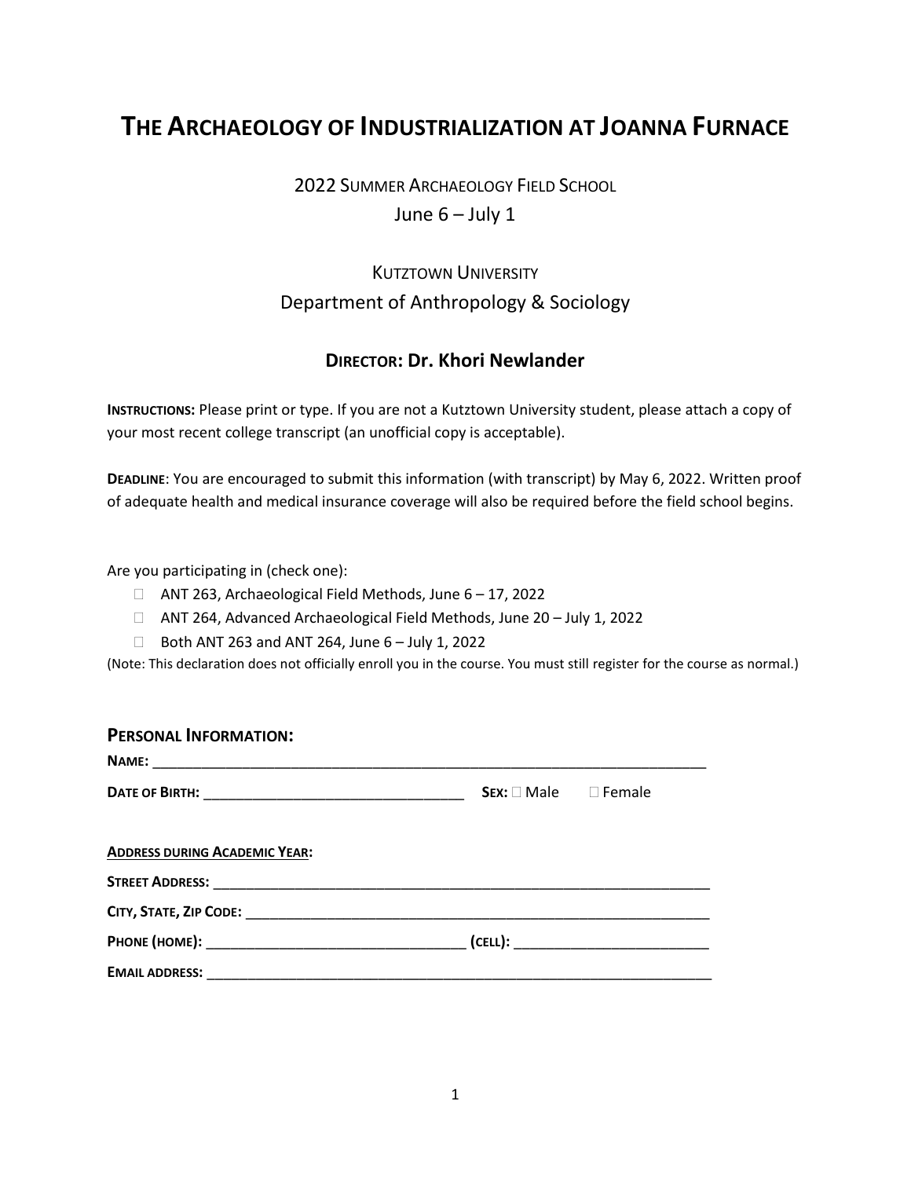# THE ARCHAEOLOGY OF INDUSTRIALIZATION AT JOANNA FURNACE

2022 SUMMER ARCHAEOLOGY FIELD SCHOOL

June 6 – July 1

KUTZTOWN UNIVERSITY

Department of Anthropology & Sociology

## DIRECTOR: Dr. Khori Newlander

**INSTRUCTIONS:** Please print or type. If you are not a Kutztown University student, please attach a copy of your most recent college transcript (an unofficial copy is acceptable).

**DEADLINE**: You are encouraged to submit this information (with transcript) by May 6, 2022. Written proof of adequate health and medical insurance coverage will also be required before the field school begins.

Are you participating in (check one):

- ☐ ANT 263, Archaeological Field Methods, June 6 – 17, 2022
- ☐ ANT 264, Advanced Archaeological Field Methods, June 20 – July 1, 2022
- ☐ Both ANT 263 and ANT 264, June 6 – July 1, 2022

(Note: This declaration does not officially enroll you in the course. You must still register for the course as normal.)

### PERSONAL INFORMATION:

**NAME:** ____________________________________________________________________

**DATE OF BIRTH:** ________________________________ **SEX:** ☐ Male ☐ Female

**ADDRESS DURING ACADEMIC YEAR:**

**STREET ADDRESS:** ______________________________________________________________

**CITY, STATE, ZIP CODE:** __________________________________________________________

**PHONE (HOME):** ________________________________ **(CELL):** ________________________

**EMAIL ADDRESS:** _______________________________________________________________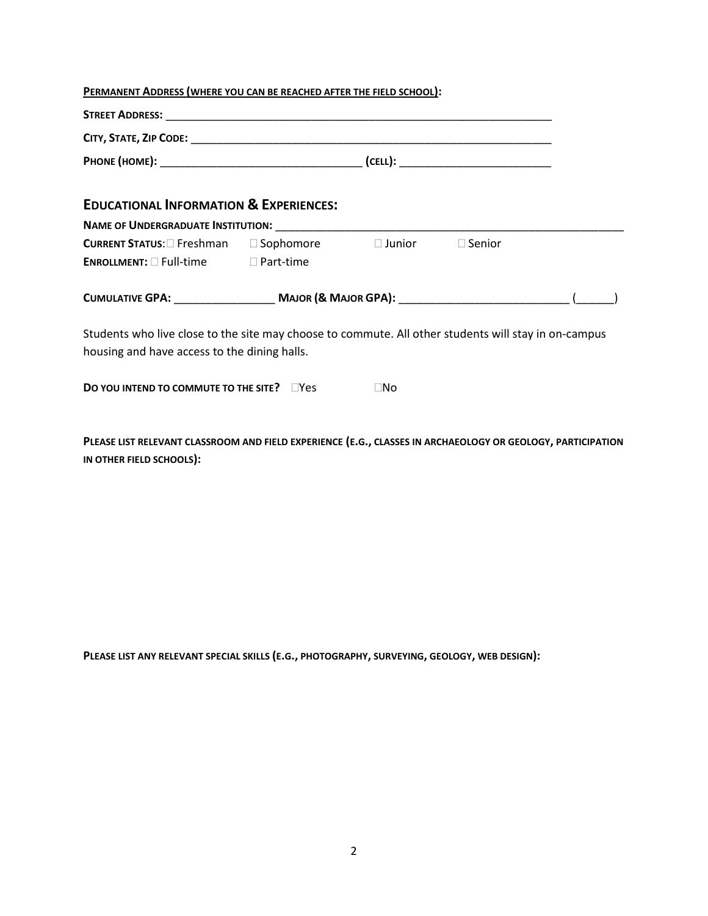**PERMANENT ADDRESS (WHERE YOU CAN BE REACHED AFTER THE FIELD SCHOOL):**

**STREET ADDRESS:** ______________________________________________________________

**CITY, STATE, ZIP CODE:** __________________________________________________________

**PHONE (HOME):** ________________________________ **(CELL):** ________________________

## EDUCATIONAL INFORMATION & EXPERIENCES:

**NAME OF UNDERGRADUATE INSTITUTION:** ________________________________________________________

**CURRENT STATUS:** ☐ Freshman ☐ Sophomore ☐ Junior ☐ Senior

**ENROLLMENT:** ☐ Full-time ☐ Part-time

**CUMULATIVE GPA:** ________________ **MAJOR (& MAJOR GPA):** ___________________________ (______)

Students who live close to the site may choose to commute. All other students will stay in on-campus housing and have access to the dining halls.

**DO YOU INTEND TO COMMUTE TO THE SITE?** ☐Yes ☐No

**PLEASE LIST RELEVANT CLASSROOM AND FIELD EXPERIENCE (E.G., CLASSES IN ARCHAEOLOGY OR GEOLOGY, PARTICIPATION IN OTHER FIELD SCHOOLS):**

**PLEASE LIST ANY RELEVANT SPECIAL SKILLS (E.G., PHOTOGRAPHY, SURVEYING, GEOLOGY, WEB DESIGN):**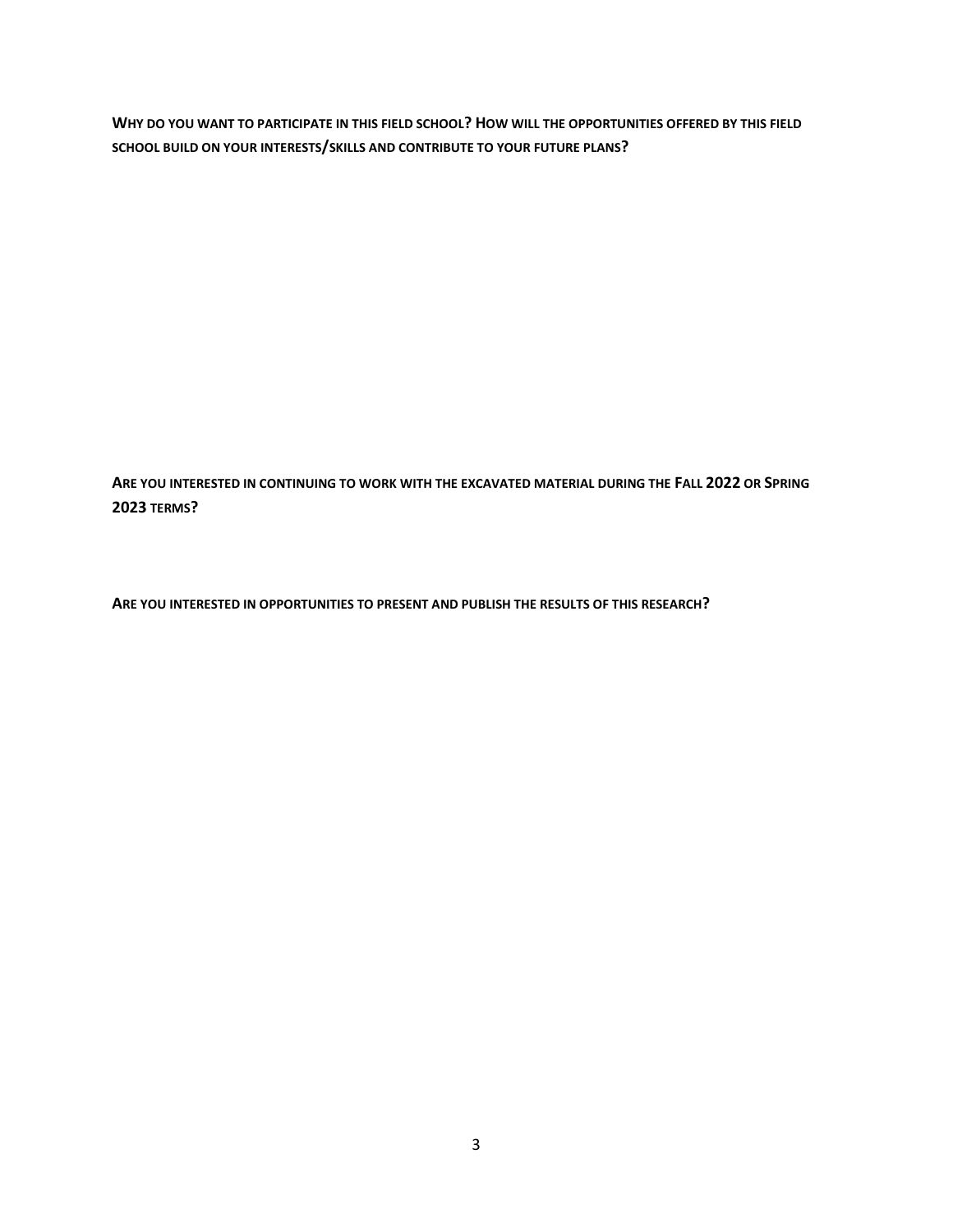**WHY DO YOU WANT TO PARTICIPATE IN THIS FIELD SCHOOL? HOW WILL THE OPPORTUNITIES OFFERED BY THIS FIELD SCHOOL BUILD ON YOUR INTERESTS/SKILLS AND CONTRIBUTE TO YOUR FUTURE PLANS?**

**ARE YOU INTERESTED IN CONTINUING TO WORK WITH THE EXCAVATED MATERIAL DURING THE FALL 2022 OR SPRING 2023 TERMS?**

**ARE YOU INTERESTED IN OPPORTUNITIES TO PRESENT AND PUBLISH THE RESULTS OF THIS RESEARCH?**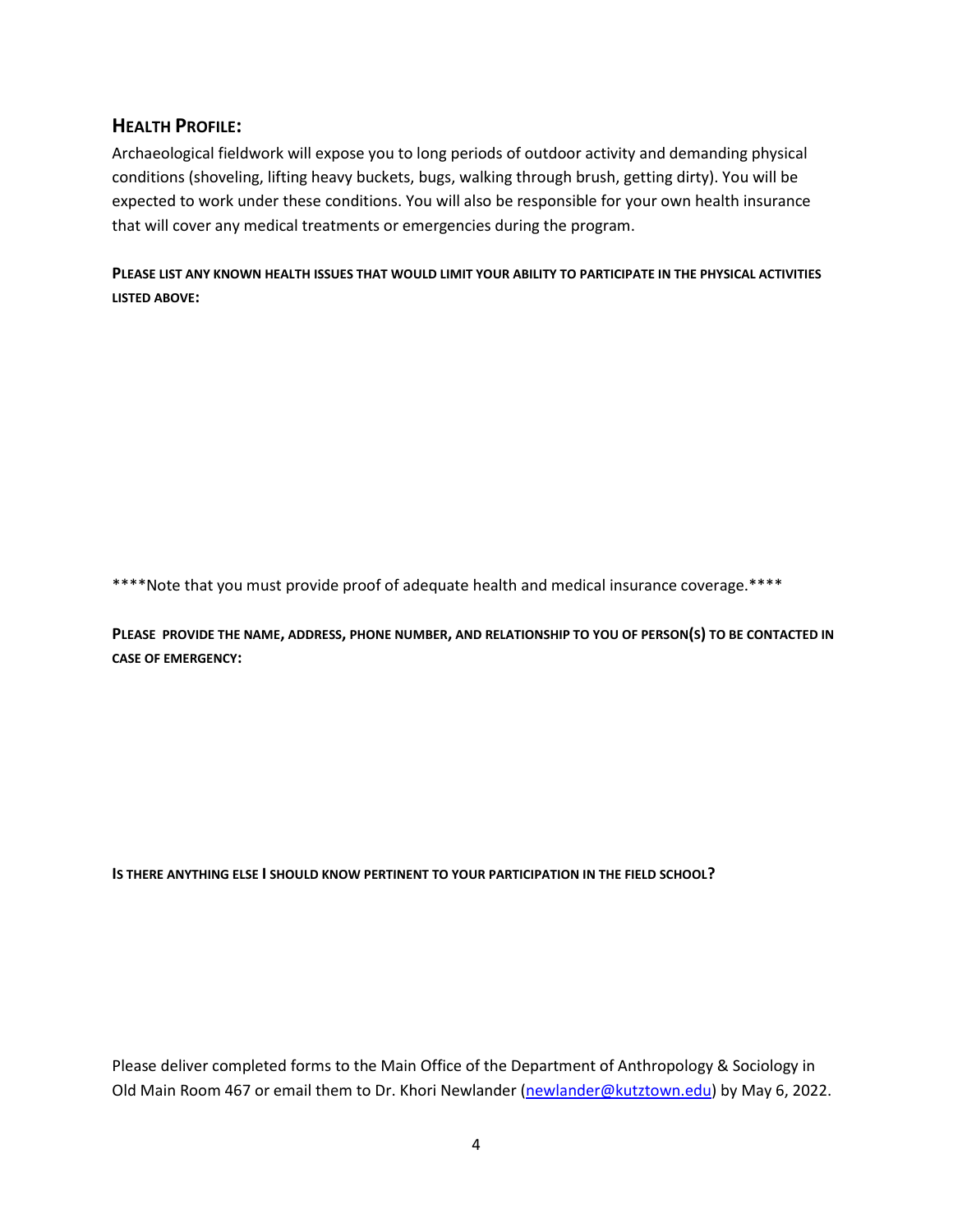## HEALTH PROFILE:

Archaeological fieldwork will expose you to long periods of outdoor activity and demanding physical conditions (shoveling, lifting heavy buckets, bugs, walking through brush, getting dirty). You will be expected to work under these conditions. You will also be responsible for your own health insurance that will cover any medical treatments or emergencies during the program.

**PLEASE LIST ANY KNOWN HEALTH ISSUES THAT WOULD LIMIT YOUR ABILITY TO PARTICIPATE IN THE PHYSICAL ACTIVITIES LISTED ABOVE:**

****Note that you must provide proof of adequate health and medical insurance coverage.****

**PLEASE PROVIDE THE NAME, ADDRESS, PHONE NUMBER, AND RELATIONSHIP TO YOU OF PERSON(S) TO BE CONTACTED IN CASE OF EMERGENCY:**

**IS THERE ANYTHING ELSE I SHOULD KNOW PERTINENT TO YOUR PARTICIPATION IN THE FIELD SCHOOL?**

Please deliver completed forms to the Main Office of the Department of Anthropology & Sociology in Old Main Room 467 or email them to Dr. Khori Newlander ([newlander@kutztown.edu](mailto:newlander@kutztown.edu)) by May 6, 2022.